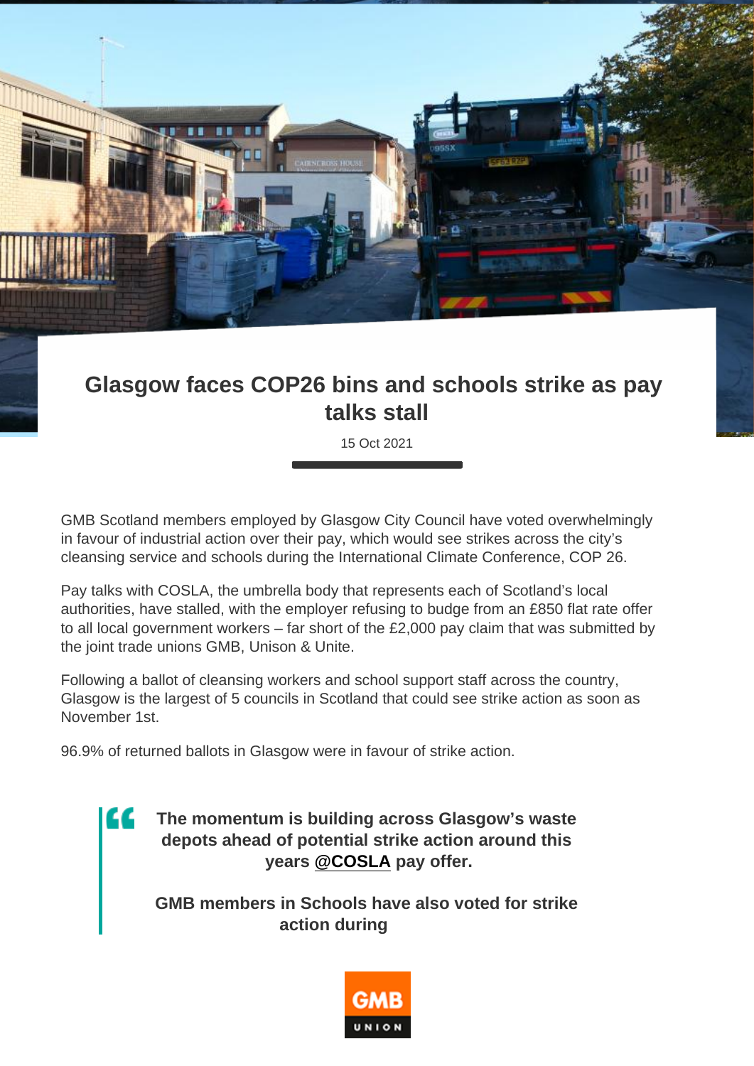# Glasgow faces COP26 bins and schools strike as pay talks stall

15 Oct 2021

GMB Scotland members employed by Glasgow City Council have voted overwhelmingly in favour of industrial action over their pay, which would see strikes across the city's cleansing service and schools during the International Climate Conference, COP 26.

Pay talks with COSLA, the umbrella body that represents each of Scotland's local authorities, have stalled, with the employer refusing to budge from an £850 flat rate offer to all local government workers – far short of the £2,000 pay claim that was submitted by the joint trade unions GMB, Unison & Unite.

Following a ballot of cleansing workers and school support staff across the country, Glasgow is the largest of 5 councils in Scotland that could see strike action as soon as November 1st.

96.9% of returned ballots in Glasgow were in favour of strike action.

> **The momentum is building across Glasgow's waste depots ahead of potential strike action around this years @COSLA pay offer.**
>
> **GMB members in Schools have also voted for strike action during**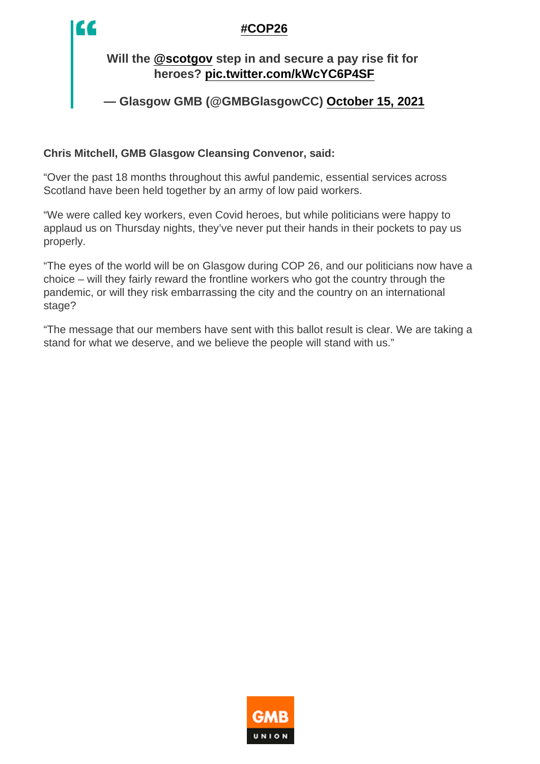> [#COP26](#)
>
> **Will the @scotgov step in and secure a pay rise fit for heroes? pic.twitter.com/kWcYC6P4SF**
>
> **— Glasgow GMB (@GMBGlasgowCC) October 15, 2021**

**Chris Mitchell, GMB Glasgow Cleansing Convenor, said:**

“Over the past 18 months throughout this awful pandemic, essential services across Scotland have been held together by an army of low paid workers.

“We were called key workers, even Covid heroes, but while politicians were happy to applaud us on Thursday nights, they’ve never put their hands in their pockets to pay us properly.

“The eyes of the world will be on Glasgow during COP 26, and our politicians now have a choice – will they fairly reward the frontline workers who got the country through the pandemic, or will they risk embarrassing the city and the country on an international stage?

“The message that our members have sent with this ballot result is clear. We are taking a stand for what we deserve, and we believe the people will stand with us.”